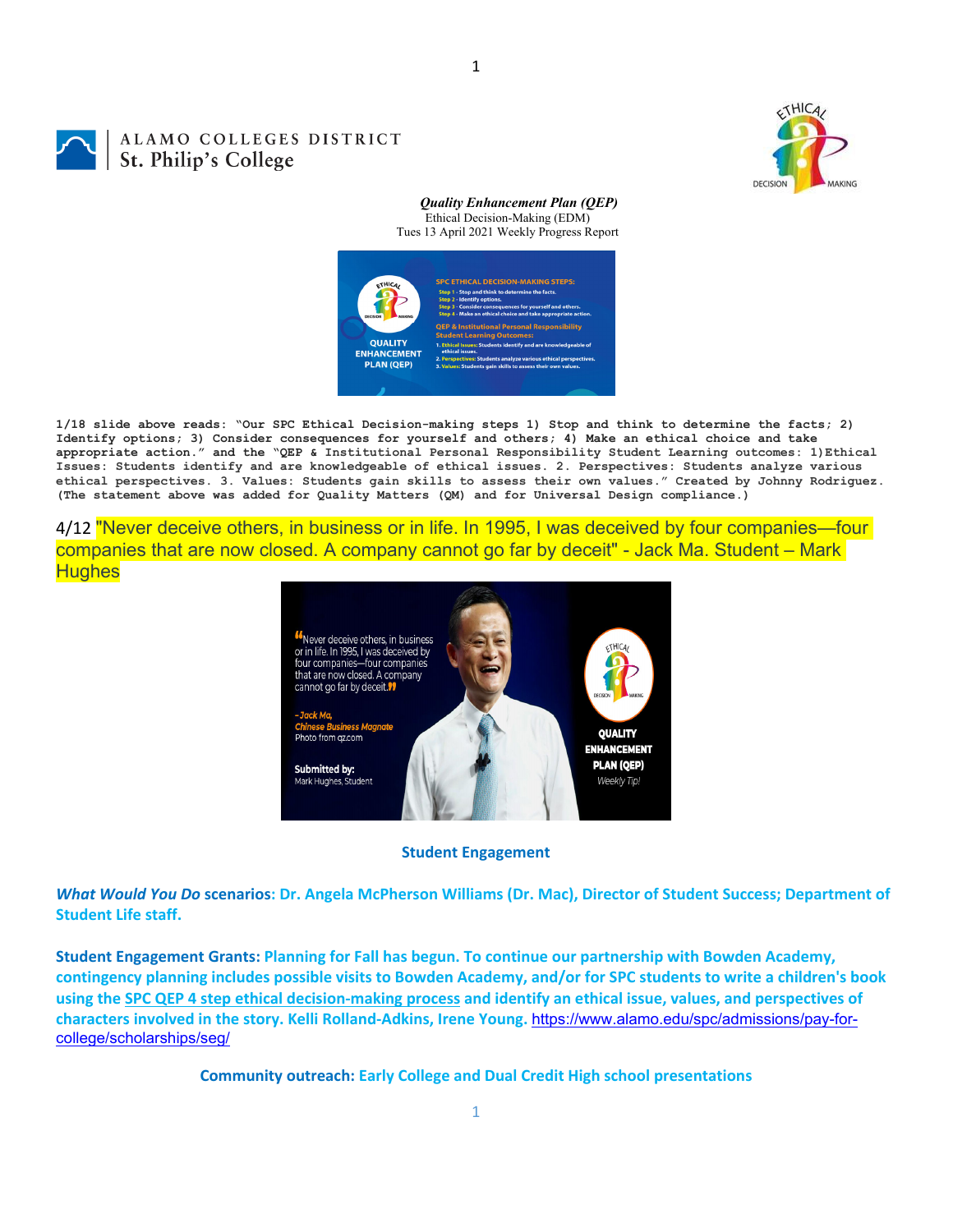ALAMO COLLEGES DISTRICT
St. Philip's College

***Quality Enhancement Plan (QEP)***
Ethical Decision-Making (EDM)
Tues 13 April 2021 Weekly Progress Report

**1/18 slide above reads: "Our SPC Ethical Decision-making steps 1) Stop and think to determine the facts; 2) Identify options; 3) Consider consequences for yourself and others; 4) Make an ethical choice and take appropriate action." and the "QEP & Institutional Personal Responsibility Student Learning outcomes: 1)Ethical Issues: Students identify and are knowledgeable of ethical issues. 2. Perspectives: Students analyze various ethical perspectives. 3. Values: Students gain skills to assess their own values." Created by Johnny Rodriguez. (The statement above was added for Quality Matters (QM) and for Universal Design compliance.)**

4/12 "Never deceive others, in business or in life. In 1995, I was deceived by four companies—four companies that are now closed. A company cannot go far by deceit" - Jack Ma. Student – Mark Hughes

**Student Engagement**

***What Would You Do* scenarios: Dr. Angela McPherson Williams (Dr. Mac), Director of Student Success; Department of Student Life staff.**

**Student Engagement Grants: Planning for Fall has begun. To continue our partnership with Bowden Academy, contingency planning includes possible visits to Bowden Academy, and/or for SPC students to write a children's book using the SPC QEP 4 step ethical decision-making process and identify an ethical issue, values, and perspectives of characters involved in the story. Kelli Rolland-Adkins, Irene Young.** https://www.alamo.edu/spc/admissions/pay-for-college/scholarships/seg/

**Community outreach: Early College and Dual Credit High school presentations**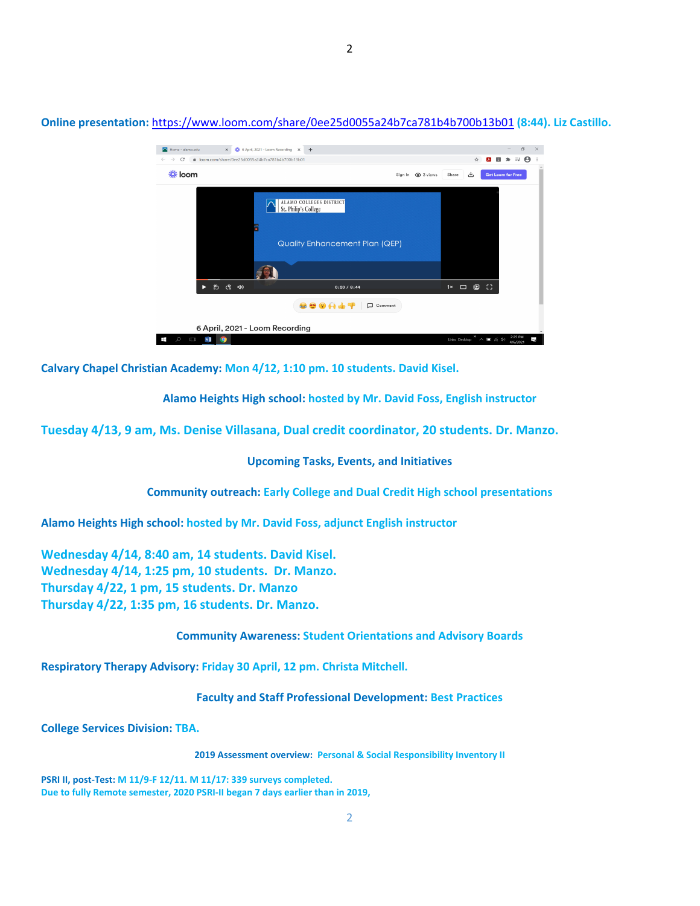**Online presentation:** https://www.loom.com/share/0ee25d0055a24b7ca781b4b700b13b01 (8:44). Liz Castillo.

**Calvary Chapel Christian Academy:** Mon 4/12, 1:10 pm. 10 students. David Kisel.

**Alamo Heights High school:** hosted by Mr. David Foss, English instructor

Tuesday 4/13, 9 am, Ms. Denise Villasana, Dual credit coordinator, 20 students. Dr. Manzo.

## Upcoming Tasks, Events, and Initiatives

**Community outreach:** Early College and Dual Credit High school presentations

**Alamo Heights High school:** hosted by Mr. David Foss, adjunct English instructor

Wednesday 4/14, 8:40 am, 14 students. David Kisel.
Wednesday 4/14, 1:25 pm, 10 students. Dr. Manzo.
Thursday 4/22, 1 pm, 15 students. Dr. Manzo
Thursday 4/22, 1:35 pm, 16 students. Dr. Manzo.

**Community Awareness:** Student Orientations and Advisory Boards

**Respiratory Therapy Advisory:** Friday 30 April, 12 pm. Christa Mitchell.

**Faculty and Staff Professional Development:** Best Practices

**College Services Division:** TBA.

**2019 Assessment overview:** Personal & Social Responsibility Inventory II

**PSRI II, post-Test:** M 11/9-F 12/11. M 11/17: 339 surveys completed.
Due to fully Remote semester, 2020 PSRI-II began 7 days earlier than in 2019,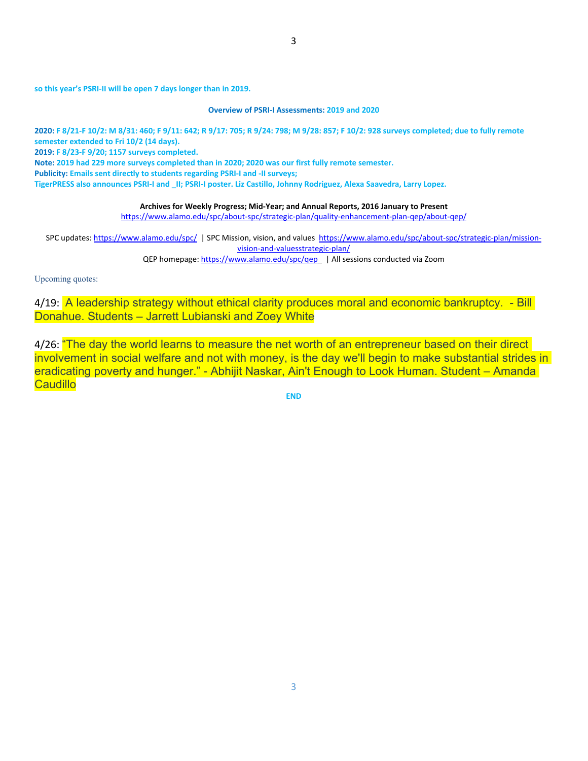**so this year's PSRI-II will be open 7 days longer than in 2019.**

**Overview of PSRI-I Assessments: 2019 and 2020**

**2020: F 8/21-F 10/2: M 8/31: 460; F 9/11: 642; R 9/17: 705; R 9/24: 798; M 9/28: 857; F 10/2: 928 surveys completed; due to fully remote semester extended to Fri 10/2 (14 days).**
**2019: F 8/23-F 9/20; 1157 surveys completed.**
**Note: 2019 had 229 more surveys completed than in 2020; 2020 was our first fully remote semester.**
**Publicity: Emails sent directly to students regarding PSRI-I and -II surveys;**
**TigerPRESS also announces PSRI-I and _II; PSRI-I poster. Liz Castillo, Johnny Rodriguez, Alexa Saavedra, Larry Lopez.**

**Archives for Weekly Progress; Mid-Year; and Annual Reports, 2016 January to Present**
https://www.alamo.edu/spc/about-spc/strategic-plan/quality-enhancement-plan-qep/about-qep/

SPC updates: https://www.alamo.edu/spc/ | SPC Mission, vision, and values https://www.alamo.edu/spc/about-spc/strategic-plan/mission-vision-and-valuesstrategic-plan/
QEP homepage: https://www.alamo.edu/spc/qep | All sessions conducted via Zoom

Upcoming quotes:

4/19: A leadership strategy without ethical clarity produces moral and economic bankruptcy. - Bill Donahue. Students – Jarrett Lubianski and Zoey White

4/26: "The day the world learns to measure the net worth of an entrepreneur based on their direct involvement in social welfare and not with money, is the day we'll begin to make substantial strides in eradicating poverty and hunger." - Abhijit Naskar, Ain't Enough to Look Human. Student – Amanda Caudillo

**END**